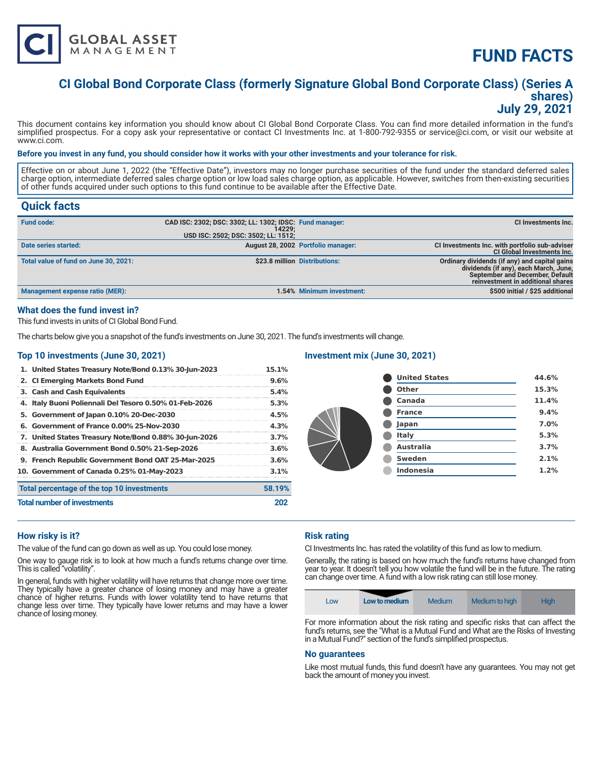# FUND FACTS

## CI Global Bond Corporate Class (formerly Signature Global Bond Corporate Class) (Series A shares)
## July 29, 2021

This document contains key information you should know about CI Global Bond Corporate Class. You can find more detailed information in the fund's simplified prospectus. For a copy ask your representative or contact CI Investments Inc. at 1-800-792-9355 or service@ci.com, or visit our website at www.ci.com.

**Before you invest in any fund, you should consider how it works with your other investments and your tolerance for risk.**

Effective on or about June 1, 2022 (the "Effective Date"), investors may no longer purchase securities of the fund under the standard deferred sales charge option, intermediate deferred sales charge option or low load sales charge option, as applicable. However, switches from then-existing securities of other funds acquired under such options to this fund continue to be available after the Effective Date.

## Quick facts

| | | | |
|---|---|---|---|
| **Fund code:** | CAD ISC: 2302; DSC: 3302; LL: 1302; IDSC: 14229; USD ISC: 2502; DSC: 3502; LL: 1512; | **Fund manager:** | CI Investments Inc. |
| **Date series started:** | August 28, 2002 | **Portfolio manager:** | CI Investments Inc. with portfolio sub-adviser CI Global Investments Inc. |
| **Total value of fund on June 30, 2021:** | $23.8 million | **Distributions:** | Ordinary dividends (if any) and capital gains dividends (if any), each March, June, September and December, Default reinvestment in additional shares |
| **Management expense ratio (MER):** | 1.54% | **Minimum investment:** | $500 initial / $25 additional |

### What does the fund invest in?

This fund invests in units of CI Global Bond Fund.

The charts below give you a snapshot of the fund's investments on June 30, 2021. The fund's investments will change.

### Top 10 investments (June 30, 2021)

| | |
|---|---|
| 1. United States Treasury Note/Bond 0.13% 30-Jun-2023 | 15.1% |
| 2. CI Emerging Markets Bond Fund | 9.6% |
| 3. Cash and Cash Equivalents | 5.4% |
| 4. Italy Buoni Poliennali Del Tesoro 0.50% 01-Feb-2026 | 5.3% |
| 5. Government of Japan 0.10% 20-Dec-2030 | 4.5% |
| 6. Government of France 0.00% 25-Nov-2030 | 4.3% |
| 7. United States Treasury Note/Bond 0.88% 30-Jun-2026 | 3.7% |
| 8. Australia Government Bond 0.50% 21-Sep-2026 | 3.6% |
| 9. French Republic Government Bond OAT 25-Mar-2025 | 3.6% |
| 10. Government of Canada 0.25% 01-May-2023 | 3.1% |
| **Total percentage of the top 10 investments** | **58.19%** |
| **Total number of investments** | **202** |

### Investment mix (June 30, 2021)

| | |
|---|---|
| United States | 44.6% |
| Other | 15.3% |
| Canada | 11.4% |
| France | 9.4% |
| Japan | 7.0% |
| Italy | 5.3% |
| Australia | 3.7% |
| Sweden | 2.1% |
| Indonesia | 1.2% |

### How risky is it?

The value of the fund can go down as well as up. You could lose money.

One way to gauge risk is to look at how much a fund's returns change over time. This is called "volatility".

In general, funds with higher volatility will have returns that change more over time. They typically have a greater chance of losing money and may have a greater chance of higher returns. Funds with lower volatility tend to have returns that change less over time. They typically have lower returns and may have a lower chance of losing money.

### Risk rating

CI Investments Inc. has rated the volatility of this fund as low to medium.

Generally, the rating is based on how much the fund's returns have changed from year to year. It doesn't tell you how volatile the fund will be in the future. The rating can change over time. A fund with a low risk rating can still lose money.

| Low | **Low to medium** | Medium | Medium to high | High |
|---|---|---|---|---|

For more information about the risk rating and specific risks that can affect the fund's returns, see the "What is a Mutual Fund and What are the Risks of Investing in a Mutual Fund?" section of the fund's simplified prospectus.

### No guarantees

Like most mutual funds, this fund doesn't have any guarantees. You may not get back the amount of money you invest.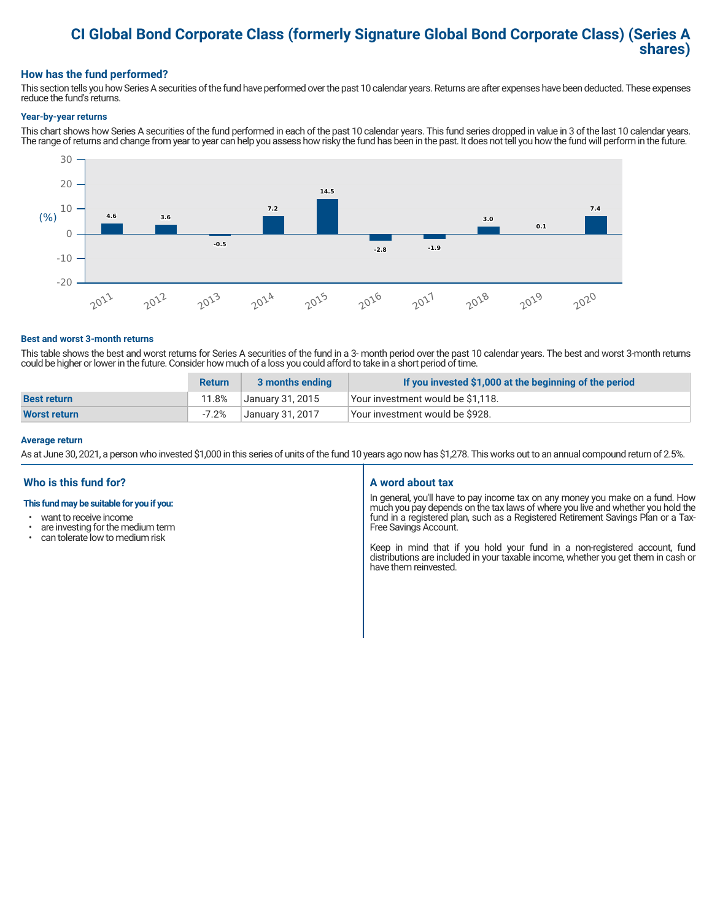# CI Global Bond Corporate Class (formerly Signature Global Bond Corporate Class) (Series A shares)

## How has the fund performed?

This section tells you how Series A securities of the fund have performed over the past 10 calendar years. Returns are after expenses have been deducted. These expenses reduce the fund's returns.

### Year-by-year returns

This chart shows how Series A securities of the fund performed in each of the past 10 calendar years. This fund series dropped in value in 3 of the last 10 calendar years. The range of returns and change from year to year can help you assess how risky the fund has been in the past. It does not tell you how the fund will perform in the future.

| Year | 2011 | 2012 | 2013 | 2014 | 2015 | 2016 | 2017 | 2018 | 2019 | 2020 |
|---|---|---|---|---|---|---|---|---|---|---|
| (%) | 4.6 | 3.6 | -0.5 | 7.2 | 14.5 | -2.8 | -1.9 | 3.0 | 0.1 | 7.4 |

### Best and worst 3-month returns

This table shows the best and worst returns for Series A securities of the fund in a 3- month period over the past 10 calendar years. The best and worst 3-month returns could be higher or lower in the future. Consider how much of a loss you could afford to take in a short period of time.

| | Return | 3 months ending | If you invested $1,000 at the beginning of the period |
|---|---|---|---|
| **Best return** | 11.8% | January 31, 2015 | Your investment would be $1,118. |
| **Worst return** | -7.2% | January 31, 2017 | Your investment would be $928. |

### Average return

As at June 30, 2021, a person who invested $1,000 in this series of units of the fund 10 years ago now has $1,278. This works out to an annual compound return of 2.5%.

## Who is this fund for?

**This fund may be suitable for you if you:**

- want to receive income
- are investing for the medium term
- can tolerate low to medium risk

## A word about tax

In general, you'll have to pay income tax on any money you make on a fund. How much you pay depends on the tax laws of where you live and whether you hold the fund in a registered plan, such as a Registered Retirement Savings Plan or a Tax-Free Savings Account.

Keep in mind that if you hold your fund in a non-registered account, fund distributions are included in your taxable income, whether you get them in cash or have them reinvested.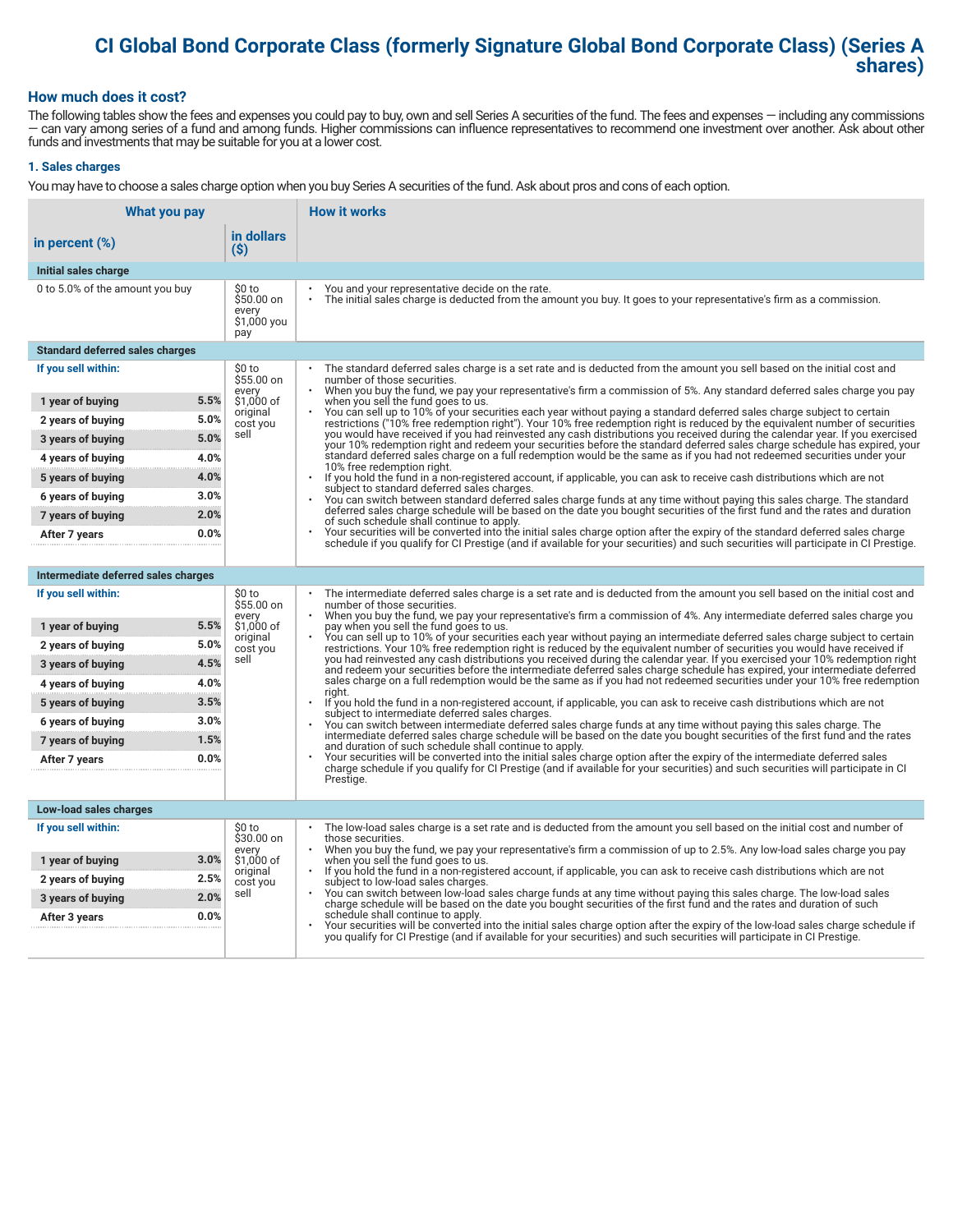# CI Global Bond Corporate Class (formerly Signature Global Bond Corporate Class) (Series A shares)

## How much does it cost?

The following tables show the fees and expenses you could pay to buy, own and sell Series A securities of the fund. The fees and expenses — including any commissions — can vary among series of a fund and among funds. Higher commissions can influence representatives to recommend one investment over another. Ask about other funds and investments that may be suitable for you at a lower cost.

### 1. Sales charges

You may have to choose a sales charge option when you buy Series A securities of the fund. Ask about pros and cons of each option.

| What you pay | | | How it works |
|---|---|---|---|
| **in percent (%)** | | **in dollars ($)** | |
| **Initial sales charge** | | | |
| 0 to 5.0% of the amount you buy | | $0 to $50.00 on every $1,000 you pay | • You and your representative decide on the rate.<br>• The initial sales charge is deducted from the amount you buy. It goes to your representative's firm as a commission. |
| **Standard deferred sales charges** | | | |
| **If you sell within:** | | $0 to $55.00 on every $1,000 of original cost you sell | • The standard deferred sales charge is a set rate and is deducted from the amount you sell based on the initial cost and number of those securities.<br>• When you buy the fund, we pay your representative's firm a commission of 5%. Any standard deferred sales charge you pay when you sell the fund goes to us.<br>• You can sell up to 10% of your securities each year without paying a standard deferred sales charge subject to certain restrictions ("10% free redemption right"). Your 10% free redemption right is reduced by the equivalent number of securities you would have received if you had reinvested any cash distributions you received during the calendar year. If you exercised your 10% redemption right and redeem your securities before the standard deferred sales charge schedule has expired, your standard deferred sales charge on a full redemption would be the same as if you had not redeemed securities under your 10% free redemption right.<br>• If you hold the fund in a non-registered account, if applicable, you can ask to receive cash distributions which are not subject to standard deferred sales charges.<br>• You can switch between standard deferred sales charge funds at any time without paying this sales charge. The standard deferred sales charge schedule will be based on the date you bought securities of the first fund and the rates and duration of such schedule shall continue to apply.<br>• Your securities will be converted into the initial sales charge option after the expiry of the standard deferred sales charge schedule if you qualify for CI Prestige (and if available for your securities) and such securities will participate in CI Prestige. |
| 1 year of buying | 5.5% | | |
| 2 years of buying | 5.0% | | |
| 3 years of buying | 5.0% | | |
| 4 years of buying | 4.0% | | |
| 5 years of buying | 4.0% | | |
| 6 years of buying | 3.0% | | |
| 7 years of buying | 2.0% | | |
| After 7 years | 0.0% | | |
| **Intermediate deferred sales charges** | | | |
| **If you sell within:** | | $0 to $55.00 on every $1,000 of original cost you sell | • The intermediate deferred sales charge is a set rate and is deducted from the amount you sell based on the initial cost and number of those securities.<br>• When you buy the fund, we pay your representative's firm a commission of 4%. Any intermediate deferred sales charge you pay when you sell the fund goes to us.<br>• You can sell up to 10% of your securities each year without paying an intermediate deferred sales charge subject to certain restrictions. Your 10% free redemption right is reduced by the equivalent number of securities you would have received if you had reinvested any cash distributions you received during the calendar year. If you exercised your 10% redemption right and redeem your securities before the intermediate deferred sales charge schedule has expired, your intermediate deferred sales charge on a full redemption would be the same as if you had not redeemed securities under your 10% free redemption right.<br>• If you hold the fund in a non-registered account, if applicable, you can ask to receive cash distributions which are not subject to intermediate deferred sales charges.<br>• You can switch between intermediate deferred sales charge funds at any time without paying this sales charge. The intermediate deferred sales charge schedule will be based on the date you bought securities of the first fund and the rates and duration of such schedule shall continue to apply.<br>• Your securities will be converted into the initial sales charge option after the expiry of the intermediate deferred sales charge schedule if you qualify for CI Prestige (and if available for your securities) and such securities will participate in CI Prestige. |
| 1 year of buying | 5.5% | | |
| 2 years of buying | 5.0% | | |
| 3 years of buying | 4.5% | | |
| 4 years of buying | 4.0% | | |
| 5 years of buying | 3.5% | | |
| 6 years of buying | 3.0% | | |
| 7 years of buying | 1.5% | | |
| After 7 years | 0.0% | | |
| **Low-load sales charges** | | | |
| **If you sell within:** | | $0 to $30.00 on every $1,000 of original cost you sell | • The low-load sales charge is a set rate and is deducted from the amount you sell based on the initial cost and number of those securities.<br>• When you buy the fund, we pay your representative's firm a commission of up to 2.5%. Any low-load sales charge you pay when you sell the fund goes to us.<br>• If you hold the fund in a non-registered account, if applicable, you can ask to receive cash distributions which are not subject to low-load sales charges.<br>• You can switch between low-load sales charge funds at any time without paying this sales charge. The low-load sales charge schedule will be based on the date you bought securities of the first fund and the rates and duration of such schedule shall continue to apply.<br>• Your securities will be converted into the initial sales charge option after the expiry of the low-load sales charge schedule if you qualify for CI Prestige (and if available for your securities) and such securities will participate in CI Prestige. |
| 1 year of buying | 3.0% | | |
| 2 years of buying | 2.5% | | |
| 3 years of buying | 2.0% | | |
| After 3 years | 0.0% | | |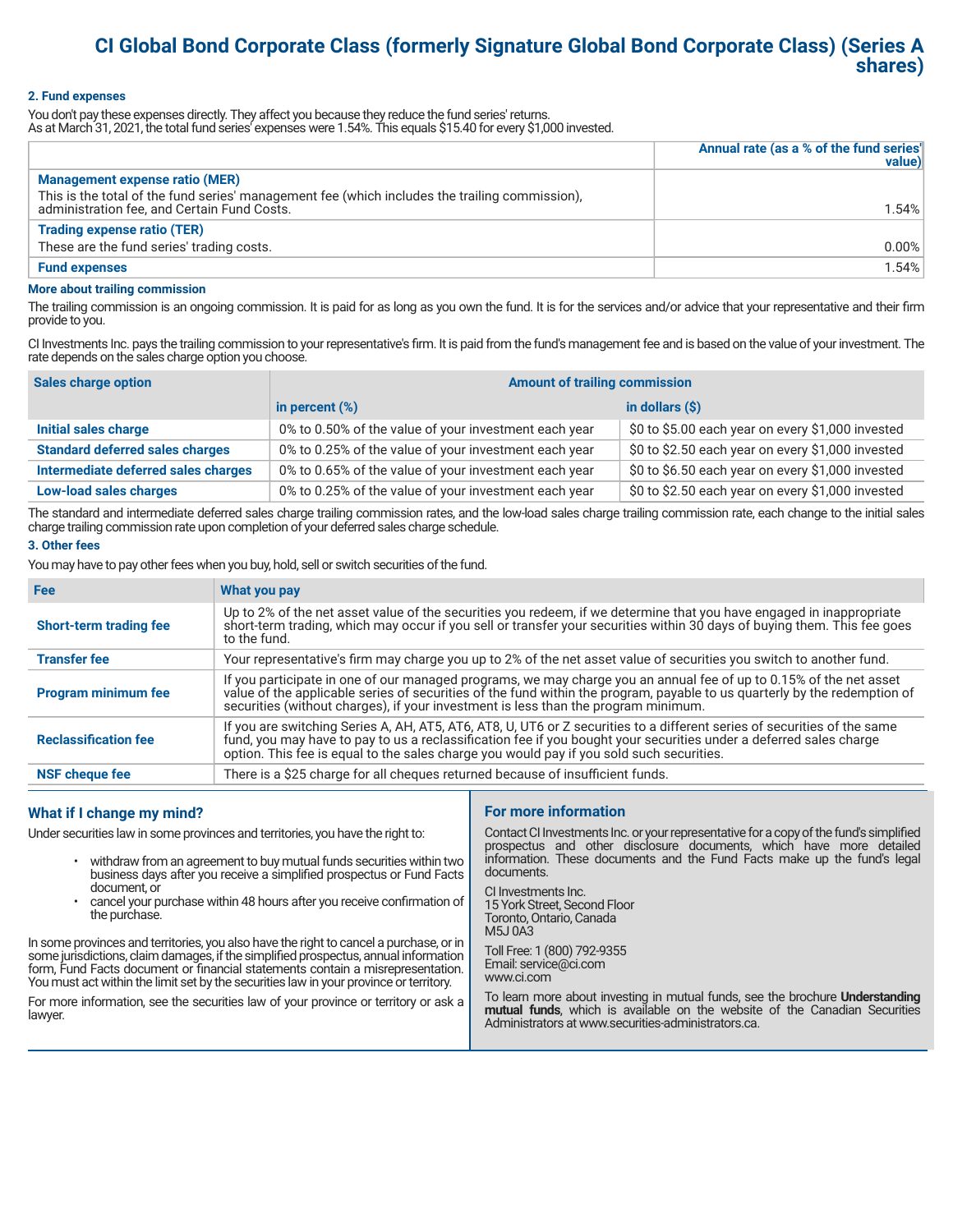# CI Global Bond Corporate Class (formerly Signature Global Bond Corporate Class) (Series A shares)

### 2. Fund expenses

You don't pay these expenses directly. They affect you because they reduce the fund series' returns.
As at March 31, 2021, the total fund series' expenses were 1.54%. This equals $15.40 for every $1,000 invested.

| | Annual rate (as a % of the fund series' value) |
|---|---|
| **Management expense ratio (MER)**<br>This is the total of the fund series' management fee (which includes the trailing commission), administration fee, and Certain Fund Costs. | 1.54% |
| **Trading expense ratio (TER)**<br>These are the fund series' trading costs. | 0.00% |
| **Fund expenses** | 1.54% |

### More about trailing commission

The trailing commission is an ongoing commission. It is paid for as long as you own the fund. It is for the services and/or advice that your representative and their firm provide to you.

CI Investments Inc. pays the trailing commission to your representative's firm. It is paid from the fund's management fee and is based on the value of your investment. The rate depends on the sales charge option you choose.

| Sales charge option | Amount of trailing commission | |
|---|---|---|
| | in percent (%) | in dollars ($) |
| **Initial sales charge** | 0% to 0.50% of the value of your investment each year | $0 to $5.00 each year on every $1,000 invested |
| **Standard deferred sales charges** | 0% to 0.25% of the value of your investment each year | $0 to $2.50 each year on every $1,000 invested |
| **Intermediate deferred sales charges** | 0% to 0.65% of the value of your investment each year | $0 to $6.50 each year on every $1,000 invested |
| **Low-load sales charges** | 0% to 0.25% of the value of your investment each year | $0 to $2.50 each year on every $1,000 invested |

The standard and intermediate deferred sales charge trailing commission rates, and the low-load sales charge trailing commission rate, each change to the initial sales charge trailing commission rate upon completion of your deferred sales charge schedule.

### 3. Other fees

You may have to pay other fees when you buy, hold, sell or switch securities of the fund.

| Fee | What you pay |
|---|---|
| **Short-term trading fee** | Up to 2% of the net asset value of the securities you redeem, if we determine that you have engaged in inappropriate short-term trading, which may occur if you sell or transfer your securities within 30 days of buying them. This fee goes to the fund. |
| **Transfer fee** | Your representative's firm may charge you up to 2% of the net asset value of securities you switch to another fund. |
| **Program minimum fee** | If you participate in one of our managed programs, we may charge you an annual fee of up to 0.15% of the net asset value of the applicable series of securities of the fund within the program, payable to us quarterly by the redemption of securities (without charges), if your investment is less than the program minimum. |
| **Reclassification fee** | If you are switching Series A, AH, AT5, AT6, AT8, U, UT6 or Z securities to a different series of securities of the same fund, you may have to pay to us a reclassification fee if you bought your securities under a deferred sales charge option. This fee is equal to the sales charge you would pay if you sold such securities. |
| **NSF cheque fee** | There is a $25 charge for all cheques returned because of insufficient funds. |

## What if I change my mind?

Under securities law in some provinces and territories, you have the right to:

- withdraw from an agreement to buy mutual funds securities within two business days after you receive a simplified prospectus or Fund Facts document, or
- cancel your purchase within 48 hours after you receive confirmation of the purchase.

In some provinces and territories, you also have the right to cancel a purchase, or in some jurisdictions, claim damages, if the simplified prospectus, annual information form, Fund Facts document or financial statements contain a misrepresentation. You must act within the limit set by the securities law in your province or territory.

For more information, see the securities law of your province or territory or ask a lawyer.

## For more information

Contact CI Investments Inc. or your representative for a copy of the fund's simplified prospectus and other disclosure documents, which have more detailed information. These documents and the Fund Facts make up the fund's legal documents.

CI Investments Inc.
15 York Street, Second Floor
Toronto, Ontario, Canada
M5J 0A3

Toll Free: 1 (800) 792-9355
Email: service@ci.com
www.ci.com

To learn more about investing in mutual funds, see the brochure **Understanding mutual funds**, which is available on the website of the Canadian Securities Administrators at www.securities-administrators.ca.